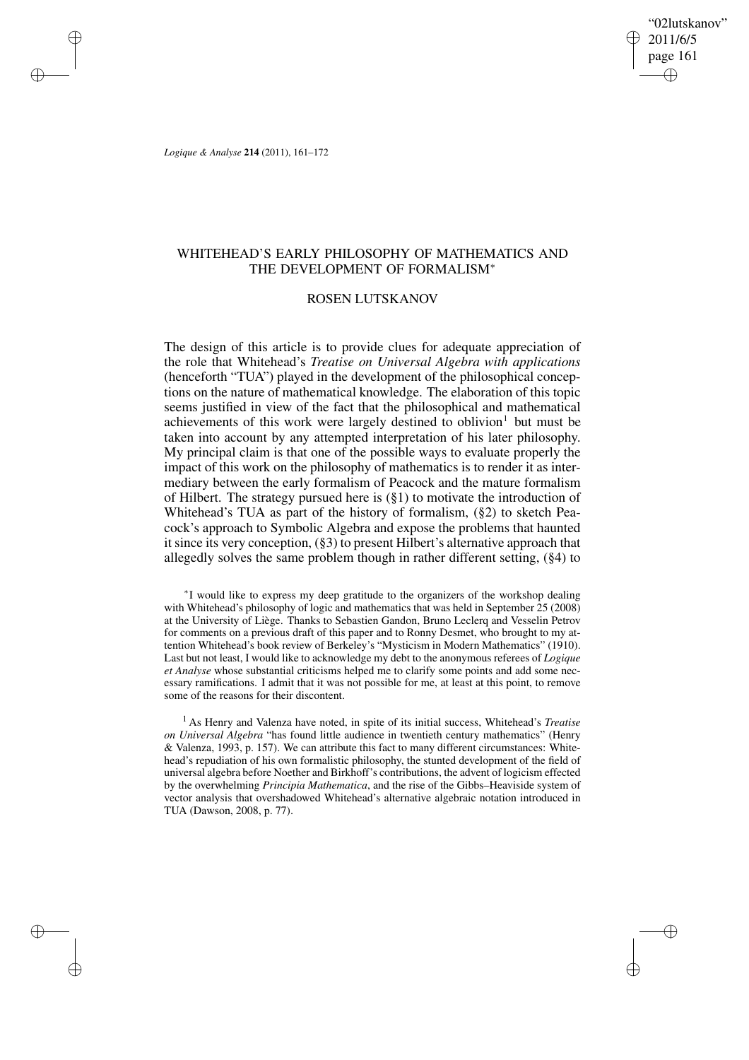# WHITEHEAD'S EARLY PHILOSOPHY OF MATHEMATICS AND THE DEVELOPMENT OF FORMALISM*

## ROSEN LUTSKANOV

The design of this article is to provide clues for adequate appreciation of the role that Whitehead's *Treatise on Universal Algebra with applications* (henceforth "TUA") played in the development of the philosophical conceptions on the nature of mathematical knowledge. The elaboration of this topic seems justified in view of the fact that the philosophical and mathematical achievements of this work were largely destined to oblivion[1] but must be taken into account by any attempted interpretation of his later philosophy. My principal claim is that one of the possible ways to evaluate properly the impact of this work on the philosophy of mathematics is to render it as intermediary between the early formalism of Peacock and the mature formalism of Hilbert. The strategy pursued here is (§1) to motivate the introduction of Whitehead's TUA as part of the history of formalism, (§2) to sketch Peacock's approach to Symbolic Algebra and expose the problems that haunted it since its very conception, (§3) to present Hilbert's alternative approach that allegedly solves the same problem though in rather different setting, (§4) to

*I would like to express my deep gratitude to the organizers of the workshop dealing with Whitehead's philosophy of logic and mathematics that was held in September 25 (2008) at the University of Liège. Thanks to Sebastien Gandon, Bruno Leclerq and Vesselin Petrov for comments on a previous draft of this paper and to Ronny Desmet, who brought to my attention Whitehead's book review of Berkeley's "Mysticism in Modern Mathematics" (1910). Last but not least, I would like to acknowledge my debt to the anonymous referees of *Logique et Analyse* whose substantial criticisms helped me to clarify some points and add some necessary ramifications. I admit that it was not possible for me, at least at this point, to remove some of the reasons for their discontent.

[1] As Henry and Valenza have noted, in spite of its initial success, Whitehead's *Treatise on Universal Algebra* "has found little audience in twentieth century mathematics" (Henry & Valenza, 1993, p. 157). We can attribute this fact to many different circumstances: Whitehead's repudiation of his own formalistic philosophy, the stunted development of the field of universal algebra before Noether and Birkhoff's contributions, the advent of logicism effected by the overwhelming *Principia Mathematica*, and the rise of the Gibbs–Heaviside system of vector analysis that overshadowed Whitehead's alternative algebraic notation introduced in TUA (Dawson, 2008, p. 77).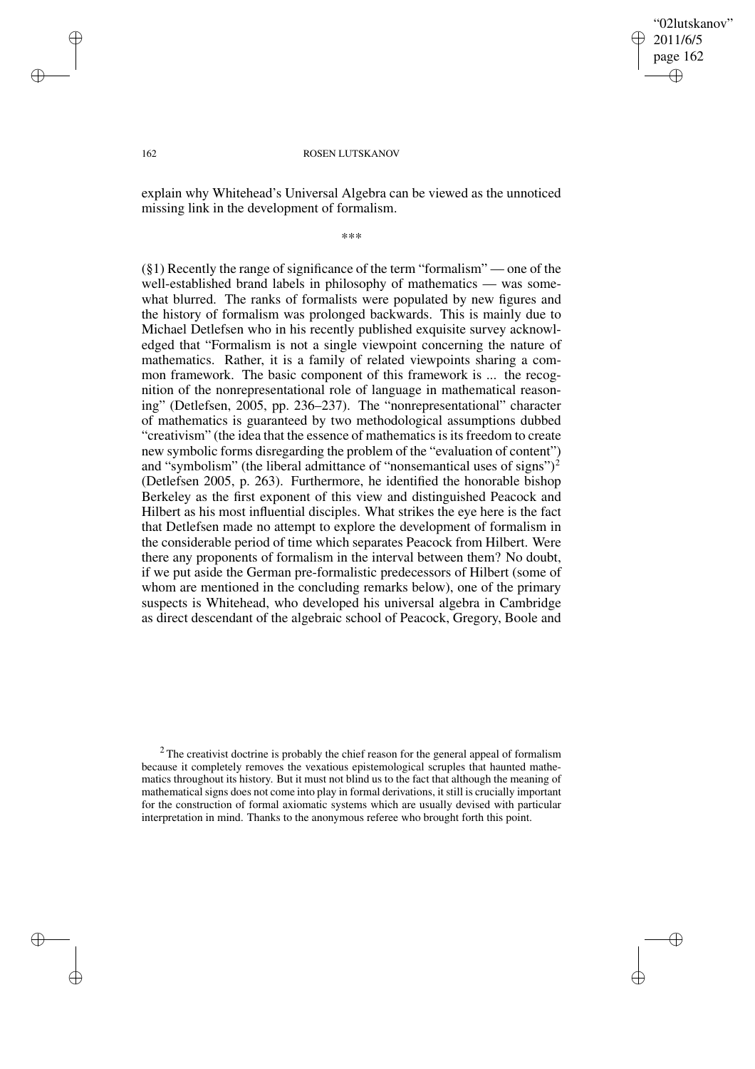explain why Whitehead's Universal Algebra can be viewed as the unnoticed missing link in the development of formalism.

\*\*\*

(§1) Recently the range of significance of the term "formalism" — one of the well-established brand labels in philosophy of mathematics — was somewhat blurred. The ranks of formalists were populated by new figures and the history of formalism was prolonged backwards. This is mainly due to Michael Detlefsen who in his recently published exquisite survey acknowledged that "Formalism is not a single viewpoint concerning the nature of mathematics. Rather, it is a family of related viewpoints sharing a common framework. The basic component of this framework is ... the recognition of the nonrepresentational role of language in mathematical reasoning" (Detlefsen, 2005, pp. 236–237). The "nonrepresentational" character of mathematics is guaranteed by two methodological assumptions dubbed "creativism" (the idea that the essence of mathematics is its freedom to create new symbolic forms disregarding the problem of the "evaluation of content") and "symbolism" (the liberal admittance of "nonsemantical uses of signs")[2] (Detlefsen 2005, p. 263). Furthermore, he identified the honorable bishop Berkeley as the first exponent of this view and distinguished Peacock and Hilbert as his most influential disciples. What strikes the eye here is the fact that Detlefsen made no attempt to explore the development of formalism in the considerable period of time which separates Peacock from Hilbert. Were there any proponents of formalism in the interval between them? No doubt, if we put aside the German pre-formalistic predecessors of Hilbert (some of whom are mentioned in the concluding remarks below), one of the primary suspects is Whitehead, who developed his universal algebra in Cambridge as direct descendant of the algebraic school of Peacock, Gregory, Boole and

[2] The creativist doctrine is probably the chief reason for the general appeal of formalism because it completely removes the vexatious epistemological scruples that haunted mathematics throughout its history. But it must not blind us to the fact that although the meaning of mathematical signs does not come into play in formal derivations, it still is crucially important for the construction of formal axiomatic systems which are usually devised with particular interpretation in mind. Thanks to the anonymous referee who brought forth this point.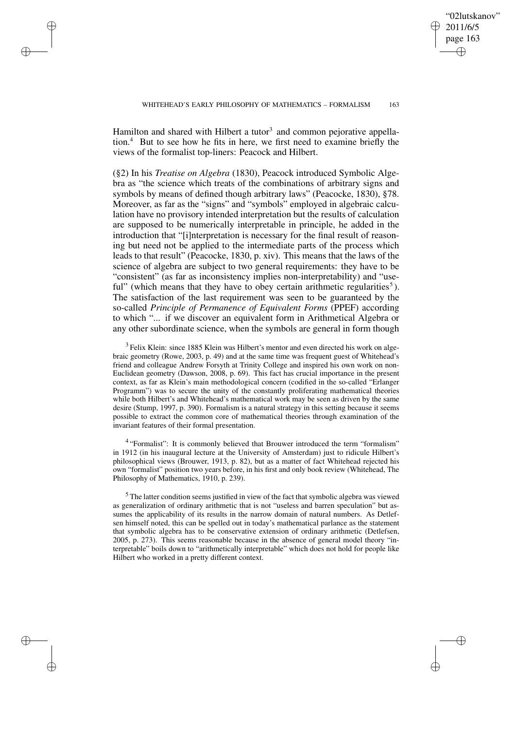Hamilton and shared with Hilbert a tutor[3] and common pejorative appellation.[4] But to see how he fits in here, we first need to examine briefly the views of the formalist top-liners: Peacock and Hilbert.

(§2) In his *Treatise on Algebra* (1830), Peacock introduced Symbolic Algebra as "the science which treats of the combinations of arbitrary signs and symbols by means of defined though arbitrary laws" (Peacocke, 1830), §78. Moreover, as far as the "signs" and "symbols" employed in algebraic calculation have no provisory intended interpretation but the results of calculation are supposed to be numerically interpretable in principle, he added in the introduction that "[i]nterpretation is necessary for the final result of reasoning but need not be applied to the intermediate parts of the process which leads to that result" (Peacocke, 1830, p. xiv). This means that the laws of the science of algebra are subject to two general requirements: they have to be "consistent" (as far as inconsistency implies non-interpretability) and "useful" (which means that they have to obey certain arithmetic regularities[5]). The satisfaction of the last requirement was seen to be guaranteed by the so-called *Principle of Permanence of Equivalent Forms* (PPEF) according to which "... if we discover an equivalent form in Arithmetical Algebra or any other subordinate science, when the symbols are general in form though

[3] Felix Klein: since 1885 Klein was Hilbert's mentor and even directed his work on algebraic geometry (Rowe, 2003, p. 49) and at the same time was frequent guest of Whitehead's friend and colleague Andrew Forsyth at Trinity College and inspired his own work on non-Euclidean geometry (Dawson, 2008, p. 69). This fact has crucial importance in the present context, as far as Klein's main methodological concern (codified in the so-called "Erlanger Programm") was to secure the unity of the constantly proliferating mathematical theories while both Hilbert's and Whitehead's mathematical work may be seen as driven by the same desire (Stump, 1997, p. 390). Formalism is a natural strategy in this setting because it seems possible to extract the common core of mathematical theories through examination of the invariant features of their formal presentation.

[4] "Formalist": It is commonly believed that Brouwer introduced the term "formalism" in 1912 (in his inaugural lecture at the University of Amsterdam) just to ridicule Hilbert's philosophical views (Brouwer, 1913, p. 82), but as a matter of fact Whitehead rejected his own "formalist" position two years before, in his first and only book review (Whitehead, The Philosophy of Mathematics, 1910, p. 239).

[5] The latter condition seems justified in view of the fact that symbolic algebra was viewed as generalization of ordinary arithmetic that is not "useless and barren speculation" but assumes the applicability of its results in the narrow domain of natural numbers. As Detlefsen himself noted, this can be spelled out in today's mathematical parlance as the statement that symbolic algebra has to be conservative extension of ordinary arithmetic (Detlefsen, 2005, p. 273). This seems reasonable because in the absence of general model theory "interpretable" boils down to "arithmetically interpretable" which does not hold for people like Hilbert who worked in a pretty different context.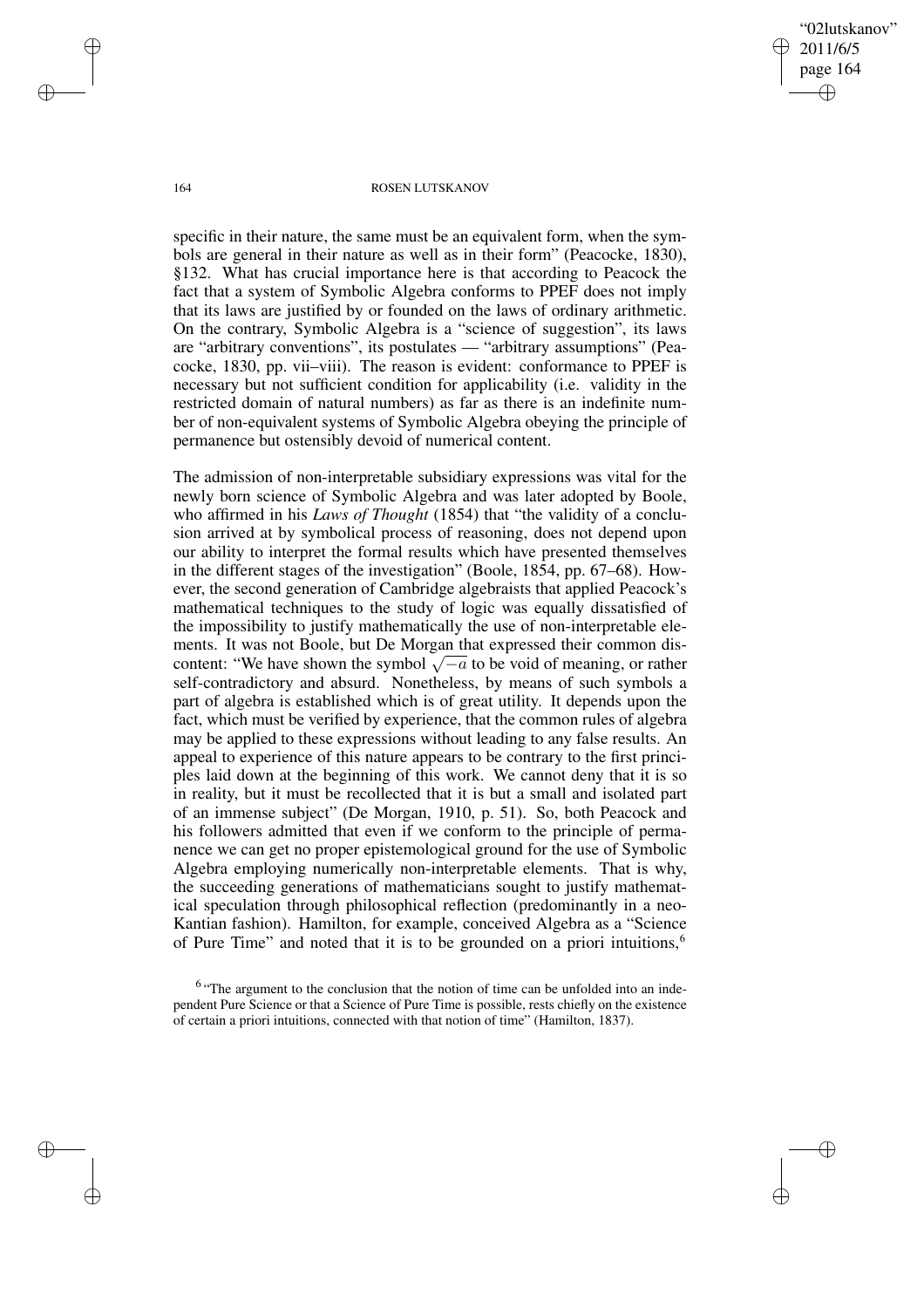specific in their nature, the same must be an equivalent form, when the symbols are general in their nature as well as in their form" (Peacocke, 1830), §132. What has crucial importance here is that according to Peacock the fact that a system of Symbolic Algebra conforms to PPEF does not imply that its laws are justified by or founded on the laws of ordinary arithmetic. On the contrary, Symbolic Algebra is a "science of suggestion", its laws are "arbitrary conventions", its postulates — "arbitrary assumptions" (Peacocke, 1830, pp. vii–viii). The reason is evident: conformance to PPEF is necessary but not sufficient condition for applicability (i.e. validity in the restricted domain of natural numbers) as far as there is an indefinite number of non-equivalent systems of Symbolic Algebra obeying the principle of permanence but ostensibly devoid of numerical content.

The admission of non-interpretable subsidiary expressions was vital for the newly born science of Symbolic Algebra and was later adopted by Boole, who affirmed in his *Laws of Thought* (1854) that "the validity of a conclusion arrived at by symbolical process of reasoning, does not depend upon our ability to interpret the formal results which have presented themselves in the different stages of the investigation" (Boole, 1854, pp. 67–68). However, the second generation of Cambridge algebraists that applied Peacock's mathematical techniques to the study of logic was equally dissatisfied of the impossibility to justify mathematically the use of non-interpretable elements. It was not Boole, but De Morgan that expressed their common discontent: "We have shown the symbol $\sqrt{-a}$ to be void of meaning, or rather self-contradictory and absurd. Nonetheless, by means of such symbols a part of algebra is established which is of great utility. It depends upon the fact, which must be verified by experience, that the common rules of algebra may be applied to these expressions without leading to any false results. An appeal to experience of this nature appears to be contrary to the first principles laid down at the beginning of this work. We cannot deny that it is so in reality, but it must be recollected that it is but a small and isolated part of an immense subject" (De Morgan, 1910, p. 51). So, both Peacock and his followers admitted that even if we conform to the principle of permanence we can get no proper epistemological ground for the use of Symbolic Algebra employing numerically non-interpretable elements. That is why, the succeeding generations of mathematicians sought to justify mathematical speculation through philosophical reflection (predominantly in a neo-Kantian fashion). Hamilton, for example, conceived Algebra as a "Science of Pure Time" and noted that it is to be grounded on a priori intuitions,[6]

[6] "The argument to the conclusion that the notion of time can be unfolded into an independent Pure Science or that a Science of Pure Time is possible, rests chiefly on the existence of certain a priori intuitions, connected with that notion of time" (Hamilton, 1837).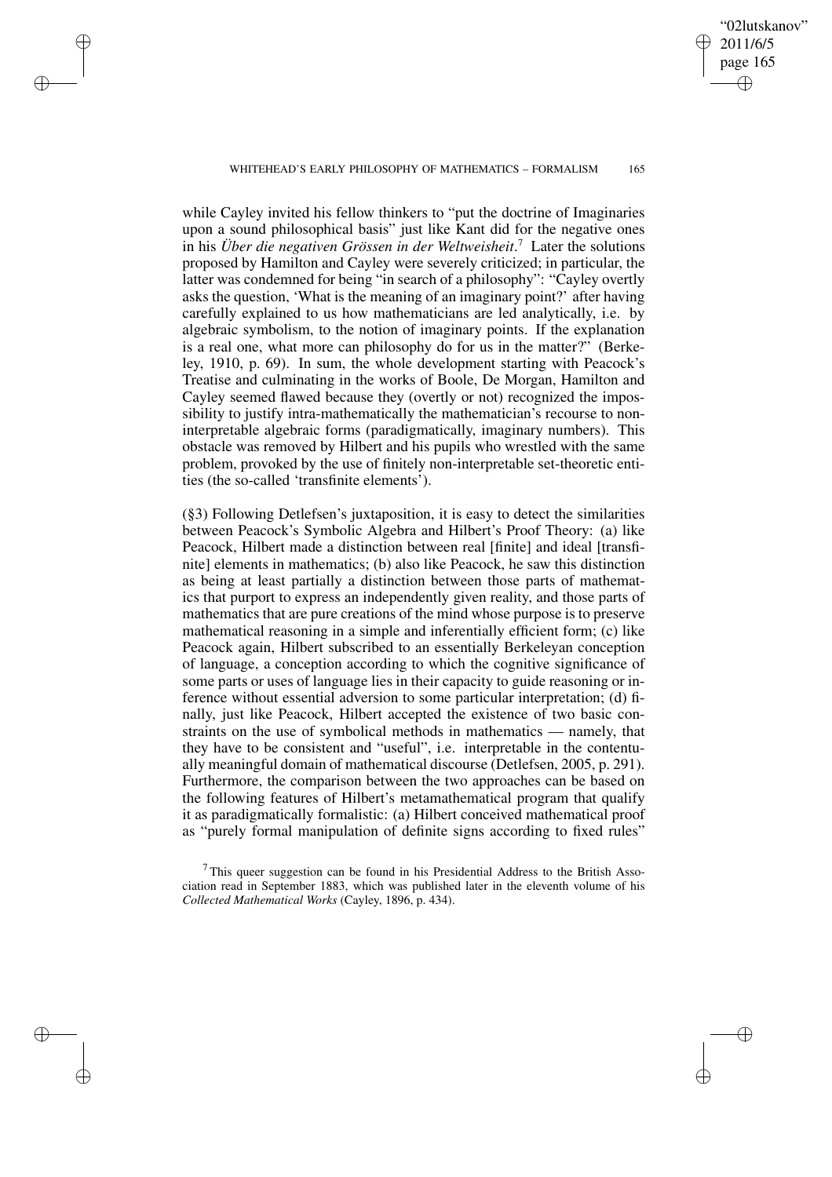while Cayley invited his fellow thinkers to "put the doctrine of Imaginaries upon a sound philosophical basis" just like Kant did for the negative ones in his *Über die negativen Grössen in der Weltweisheit*.[7] Later the solutions proposed by Hamilton and Cayley were severely criticized; in particular, the latter was condemned for being "in search of a philosophy": "Cayley overtly asks the question, 'What is the meaning of an imaginary point?' after having carefully explained to us how mathematicians are led analytically, i.e. by algebraic symbolism, to the notion of imaginary points. If the explanation is a real one, what more can philosophy do for us in the matter?" (Berkeley, 1910, p. 69). In sum, the whole development starting with Peacock's Treatise and culminating in the works of Boole, De Morgan, Hamilton and Cayley seemed flawed because they (overtly or not) recognized the impossibility to justify intra-mathematically the mathematician's recourse to non-interpretable algebraic forms (paradigmatically, imaginary numbers). This obstacle was removed by Hilbert and his pupils who wrestled with the same problem, provoked by the use of finitely non-interpretable set-theoretic entities (the so-called 'transfinite elements').

(§3) Following Detlefsen's juxtaposition, it is easy to detect the similarities between Peacock's Symbolic Algebra and Hilbert's Proof Theory: (a) like Peacock, Hilbert made a distinction between real [finite] and ideal [transfinite] elements in mathematics; (b) also like Peacock, he saw this distinction as being at least partially a distinction between those parts of mathematics that purport to express an independently given reality, and those parts of mathematics that are pure creations of the mind whose purpose is to preserve mathematical reasoning in a simple and inferentially efficient form; (c) like Peacock again, Hilbert subscribed to an essentially Berkeleyan conception of language, a conception according to which the cognitive significance of some parts or uses of language lies in their capacity to guide reasoning or inference without essential adversion to some particular interpretation; (d) finally, just like Peacock, Hilbert accepted the existence of two basic constraints on the use of symbolical methods in mathematics — namely, that they have to be consistent and "useful", i.e. interpretable in the contentually meaningful domain of mathematical discourse (Detlefsen, 2005, p. 291). Furthermore, the comparison between the two approaches can be based on the following features of Hilbert's metamathematical program that qualify it as paradigmatically formalistic: (a) Hilbert conceived mathematical proof as "purely formal manipulation of definite signs according to fixed rules"

[7] This queer suggestion can be found in his Presidential Address to the British Association read in September 1883, which was published later in the eleventh volume of his *Collected Mathematical Works* (Cayley, 1896, p. 434).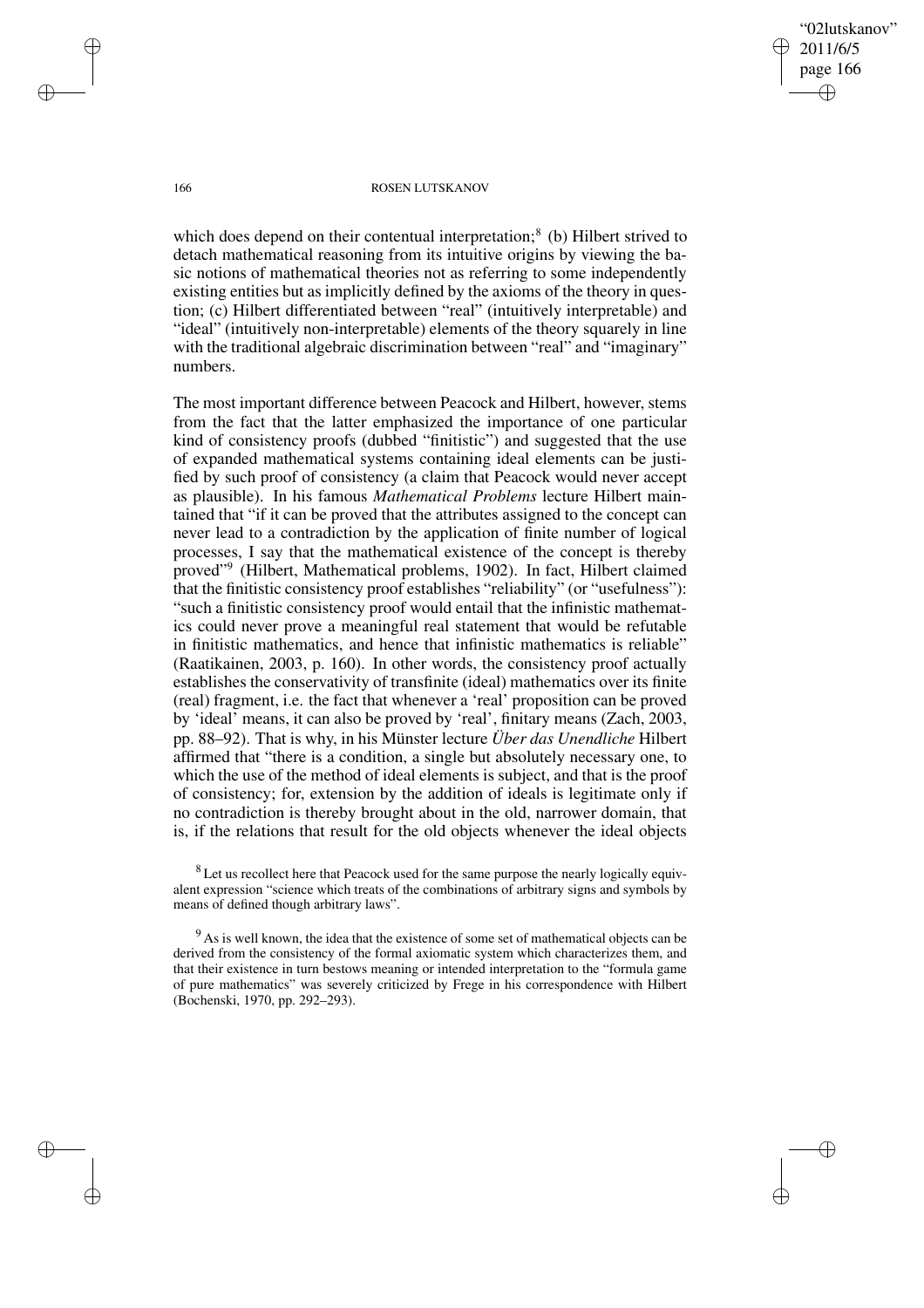which does depend on their contentual interpretation;[8] (b) Hilbert strived to detach mathematical reasoning from its intuitive origins by viewing the basic notions of mathematical theories not as referring to some independently existing entities but as implicitly defined by the axioms of the theory in question; (c) Hilbert differentiated between "real" (intuitively interpretable) and "ideal" (intuitively non-interpretable) elements of the theory squarely in line with the traditional algebraic discrimination between "real" and "imaginary" numbers.

The most important difference between Peacock and Hilbert, however, stems from the fact that the latter emphasized the importance of one particular kind of consistency proofs (dubbed "finitistic") and suggested that the use of expanded mathematical systems containing ideal elements can be justified by such proof of consistency (a claim that Peacock would never accept as plausible). In his famous *Mathematical Problems* lecture Hilbert maintained that "if it can be proved that the attributes assigned to the concept can never lead to a contradiction by the application of finite number of logical processes, I say that the mathematical existence of the concept is thereby proved"[9] (Hilbert, Mathematical problems, 1902). In fact, Hilbert claimed that the finitistic consistency proof establishes "reliability" (or "usefulness"): "such a finitistic consistency proof would entail that the infinistic mathematics could never prove a meaningful real statement that would be refutable in finitistic mathematics, and hence that infinistic mathematics is reliable" (Raatikainen, 2003, p. 160). In other words, the consistency proof actually establishes the conservativity of transfinite (ideal) mathematics over its finite (real) fragment, i.e. the fact that whenever a 'real' proposition can be proved by 'ideal' means, it can also be proved by 'real', finitary means (Zach, 2003, pp. 88–92). That is why, in his Münster lecture *Über das Unendliche* Hilbert affirmed that "there is a condition, a single but absolutely necessary one, to which the use of the method of ideal elements is subject, and that is the proof of consistency; for, extension by the addition of ideals is legitimate only if no contradiction is thereby brought about in the old, narrower domain, that is, if the relations that result for the old objects whenever the ideal objects

[8] Let us recollect here that Peacock used for the same purpose the nearly logically equivalent expression "science which treats of the combinations of arbitrary signs and symbols by means of defined though arbitrary laws".

[9] As is well known, the idea that the existence of some set of mathematical objects can be derived from the consistency of the formal axiomatic system which characterizes them, and that their existence in turn bestows meaning or intended interpretation to the "formula game of pure mathematics" was severely criticized by Frege in his correspondence with Hilbert (Bochenski, 1970, pp. 292–293).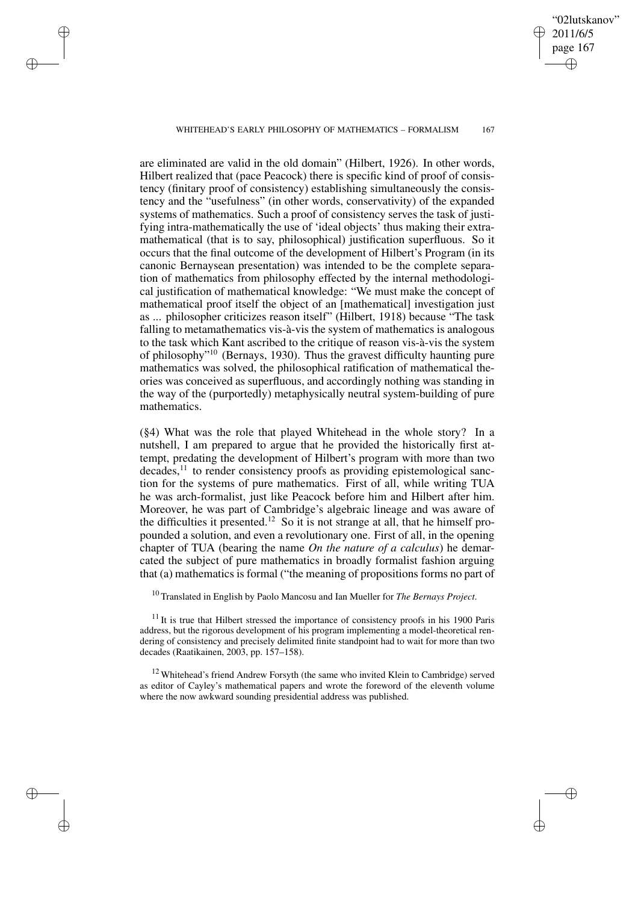are eliminated are valid in the old domain" (Hilbert, 1926). In other words, Hilbert realized that (pace Peacock) there is specific kind of proof of consistency (finitary proof of consistency) establishing simultaneously the consistency and the "usefulness" (in other words, conservativity) of the expanded systems of mathematics. Such a proof of consistency serves the task of justifying intra-mathematically the use of 'ideal objects' thus making their extra-mathematical (that is to say, philosophical) justification superfluous. So it occurs that the final outcome of the development of Hilbert's Program (in its canonic Bernaysean presentation) was intended to be the complete separation of mathematics from philosophy effected by the internal methodological justification of mathematical knowledge: "We must make the concept of mathematical proof itself the object of an [mathematical] investigation just as ... philosopher criticizes reason itself" (Hilbert, 1918) because "The task falling to metamathematics vis-à-vis the system of mathematics is analogous to the task which Kant ascribed to the critique of reason vis-à-vis the system of philosophy"[10] (Bernays, 1930). Thus the gravest difficulty haunting pure mathematics was solved, the philosophical ratification of mathematical theories was conceived as superfluous, and accordingly nothing was standing in the way of the (purportedly) metaphysically neutral system-building of pure mathematics.

(§4) What was the role that played Whitehead in the whole story? In a nutshell, I am prepared to argue that he provided the historically first attempt, predating the development of Hilbert's program with more than two decades,[11] to render consistency proofs as providing epistemological sanction for the systems of pure mathematics. First of all, while writing TUA he was arch-formalist, just like Peacock before him and Hilbert after him. Moreover, he was part of Cambridge's algebraic lineage and was aware of the difficulties it presented.[12] So it is not strange at all, that he himself propounded a solution, and even a revolutionary one. First of all, in the opening chapter of TUA (bearing the name *On the nature of a calculus*) he demarcated the subject of pure mathematics in broadly formalist fashion arguing that (a) mathematics is formal ("the meaning of propositions forms no part of

[10] Translated in English by Paolo Mancosu and Ian Mueller for *The Bernays Project*.

[11] It is true that Hilbert stressed the importance of consistency proofs in his 1900 Paris address, but the rigorous development of his program implementing a model-theoretical rendering of consistency and precisely delimited finite standpoint had to wait for more than two decades (Raatikainen, 2003, pp. 157–158).

[12] Whitehead's friend Andrew Forsyth (the same who invited Klein to Cambridge) served as editor of Cayley's mathematical papers and wrote the foreword of the eleventh volume where the now awkward sounding presidential address was published.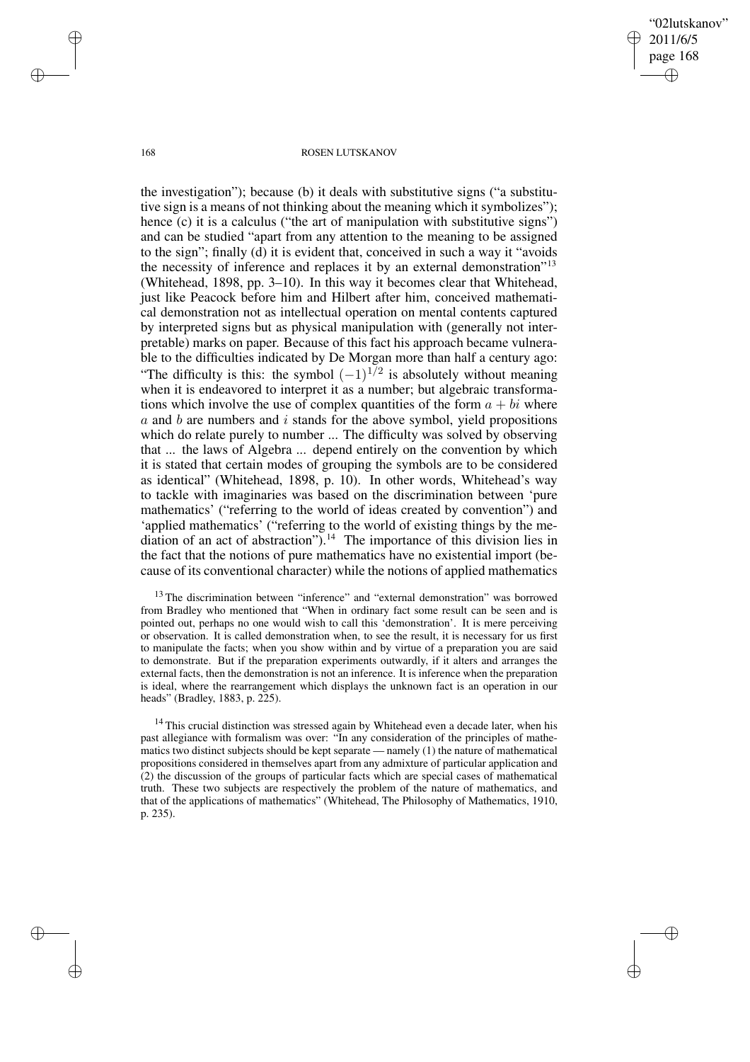the investigation"); because (b) it deals with substitutive signs ("a substitutive sign is a means of not thinking about the meaning which it symbolizes"); hence (c) it is a calculus ("the art of manipulation with substitutive signs") and can be studied "apart from any attention to the meaning to be assigned to the sign"; finally (d) it is evident that, conceived in such a way it "avoids the necessity of inference and replaces it by an external demonstration"[13] (Whitehead, 1898, pp. 3–10). In this way it becomes clear that Whitehead, just like Peacock before him and Hilbert after him, conceived mathematical demonstration not as intellectual operation on mental contents captured by interpreted signs but as physical manipulation with (generally not interpretable) marks on paper. Because of this fact his approach became vulnerable to the difficulties indicated by De Morgan more than half a century ago: "The difficulty is this: the symbol $(-1)^{1/2}$ is absolutely without meaning when it is endeavored to interpret it as a number; but algebraic transformations which involve the use of complex quantities of the form $a + bi$ where $a$ and $b$ are numbers and $i$ stands for the above symbol, yield propositions which do relate purely to number ... The difficulty was solved by observing that ... the laws of Algebra ... depend entirely on the convention by which it is stated that certain modes of grouping the symbols are to be considered as identical" (Whitehead, 1898, p. 10). In other words, Whitehead's way to tackle with imaginaries was based on the discrimination between 'pure mathematics' ("referring to the world of ideas created by convention") and 'applied mathematics' ("referring to the world of existing things by the mediation of an act of abstraction").[14] The importance of this division lies in the fact that the notions of pure mathematics have no existential import (because of its conventional character) while the notions of applied mathematics

[13] The discrimination between "inference" and "external demonstration" was borrowed from Bradley who mentioned that "When in ordinary fact some result can be seen and is pointed out, perhaps no one would wish to call this 'demonstration'. It is mere perceiving or observation. It is called demonstration when, to see the result, it is necessary for us first to manipulate the facts; when you show within and by virtue of a preparation you are said to demonstrate. But if the preparation experiments outwardly, if it alters and arranges the external facts, then the demonstration is not an inference. It is inference when the preparation is ideal, where the rearrangement which displays the unknown fact is an operation in our heads" (Bradley, 1883, p. 225).

[14] This crucial distinction was stressed again by Whitehead even a decade later, when his past allegiance with formalism was over: "In any consideration of the principles of mathematics two distinct subjects should be kept separate — namely (1) the nature of mathematical propositions considered in themselves apart from any admixture of particular application and (2) the discussion of the groups of particular facts which are special cases of mathematical truth. These two subjects are respectively the problem of the nature of mathematics, and that of the applications of mathematics" (Whitehead, The Philosophy of Mathematics, 1910, p. 235).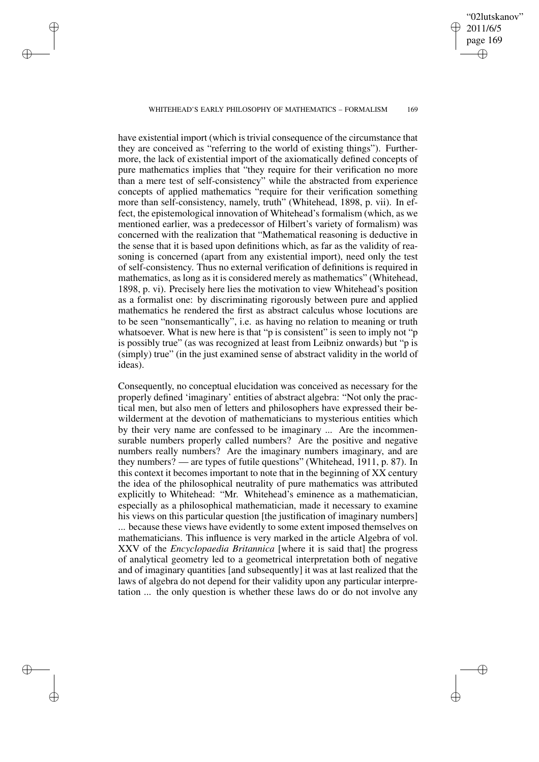have existential import (which is trivial consequence of the circumstance that they are conceived as "referring to the world of existing things"). Furthermore, the lack of existential import of the axiomatically defined concepts of pure mathematics implies that "they require for their verification no more than a mere test of self-consistency" while the abstracted from experience concepts of applied mathematics "require for their verification something more than self-consistency, namely, truth" (Whitehead, 1898, p. vii). In effect, the epistemological innovation of Whitehead's formalism (which, as we mentioned earlier, was a predecessor of Hilbert's variety of formalism) was concerned with the realization that "Mathematical reasoning is deductive in the sense that it is based upon definitions which, as far as the validity of reasoning is concerned (apart from any existential import), need only the test of self-consistency. Thus no external verification of definitions is required in mathematics, as long as it is considered merely as mathematics" (Whitehead, 1898, p. vi). Precisely here lies the motivation to view Whitehead's position as a formalist one: by discriminating rigorously between pure and applied mathematics he rendered the first as abstract calculus whose locutions are to be seen "nonsemantically", i.e. as having no relation to meaning or truth whatsoever. What is new here is that "p is consistent" is seen to imply not "p is possibly true" (as was recognized at least from Leibniz onwards) but "p is (simply) true" (in the just examined sense of abstract validity in the world of ideas).

Consequently, no conceptual elucidation was conceived as necessary for the properly defined 'imaginary' entities of abstract algebra: "Not only the practical men, but also men of letters and philosophers have expressed their bewilderment at the devotion of mathematicians to mysterious entities which by their very name are confessed to be imaginary ... Are the incommensurable numbers properly called numbers? Are the positive and negative numbers really numbers? Are the imaginary numbers imaginary, and are they numbers? — are types of futile questions" (Whitehead, 1911, p. 87). In this context it becomes important to note that in the beginning of XX century the idea of the philosophical neutrality of pure mathematics was attributed explicitly to Whitehead: "Mr. Whitehead's eminence as a mathematician, especially as a philosophical mathematician, made it necessary to examine his views on this particular question [the justification of imaginary numbers] ... because these views have evidently to some extent imposed themselves on mathematicians. This influence is very marked in the article Algebra of vol. XXV of the *Encyclopaedia Britannica* [where it is said that] the progress of analytical geometry led to a geometrical interpretation both of negative and of imaginary quantities [and subsequently] it was at last realized that the laws of algebra do not depend for their validity upon any particular interpretation ... the only question is whether these laws do or do not involve any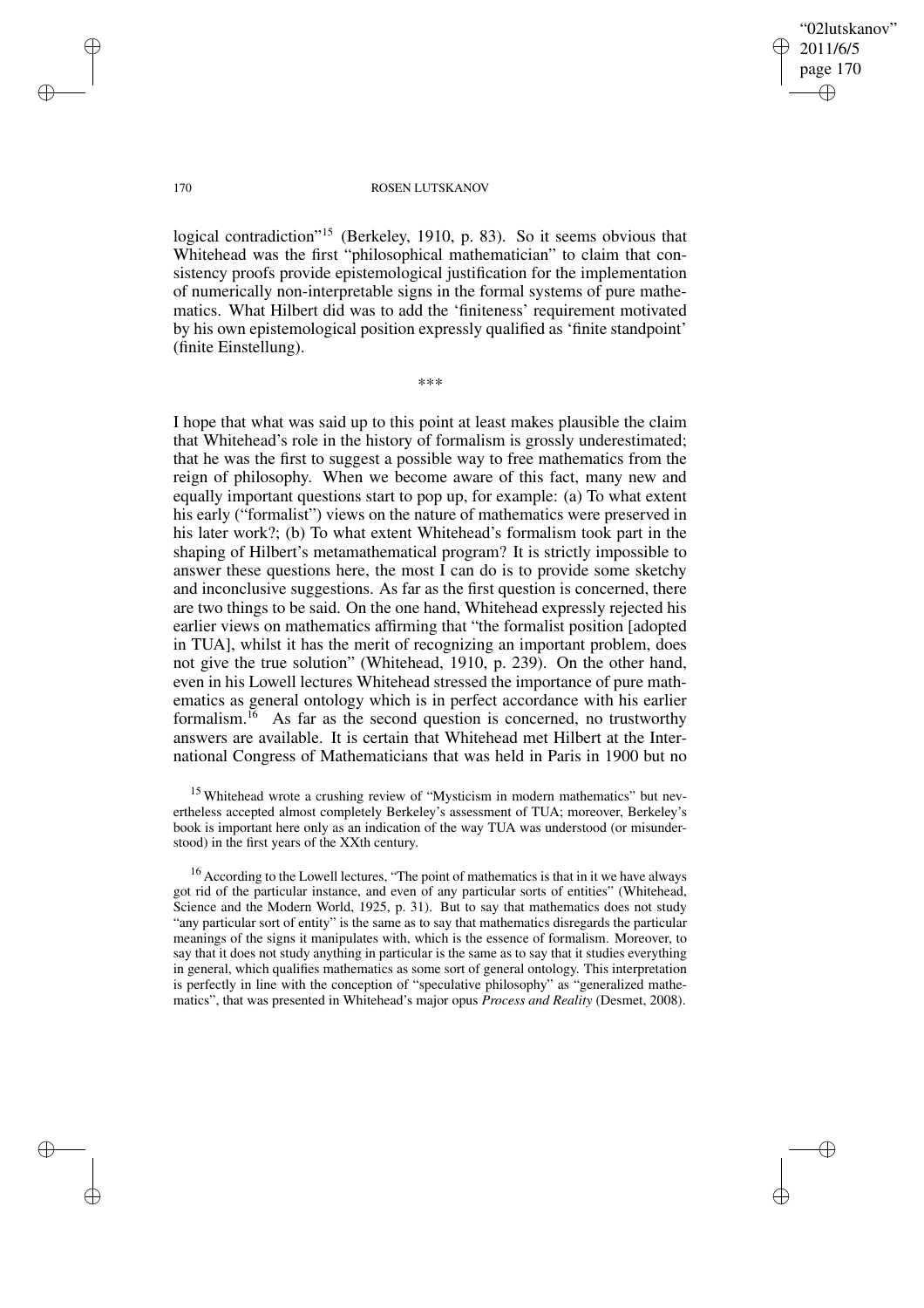logical contradiction"[15] (Berkeley, 1910, p. 83). So it seems obvious that Whitehead was the first "philosophical mathematician" to claim that consistency proofs provide epistemological justification for the implementation of numerically non-interpretable signs in the formal systems of pure mathematics. What Hilbert did was to add the 'finiteness' requirement motivated by his own epistemological position expressly qualified as 'finite standpoint' (finite Einstellung).

\*\*\*

I hope that what was said up to this point at least makes plausible the claim that Whitehead's role in the history of formalism is grossly underestimated; that he was the first to suggest a possible way to free mathematics from the reign of philosophy. When we become aware of this fact, many new and equally important questions start to pop up, for example: (a) To what extent his early ("formalist") views on the nature of mathematics were preserved in his later work?; (b) To what extent Whitehead's formalism took part in the shaping of Hilbert's metamathematical program? It is strictly impossible to answer these questions here, the most I can do is to provide some sketchy and inconclusive suggestions. As far as the first question is concerned, there are two things to be said. On the one hand, Whitehead expressly rejected his earlier views on mathematics affirming that "the formalist position [adopted in TUA], whilst it has the merit of recognizing an important problem, does not give the true solution" (Whitehead, 1910, p. 239). On the other hand, even in his Lowell lectures Whitehead stressed the importance of pure mathematics as general ontology which is in perfect accordance with his earlier formalism.[16] As far as the second question is concerned, no trustworthy answers are available. It is certain that Whitehead met Hilbert at the International Congress of Mathematicians that was held in Paris in 1900 but no

[15] Whitehead wrote a crushing review of "Mysticism in modern mathematics" but nevertheless accepted almost completely Berkeley's assessment of TUA; moreover, Berkeley's book is important here only as an indication of the way TUA was understood (or misunderstood) in the first years of the XXth century.

[16] According to the Lowell lectures, "The point of mathematics is that in it we have always got rid of the particular instance, and even of any particular sorts of entities" (Whitehead, Science and the Modern World, 1925, p. 31). But to say that mathematics does not study "any particular sort of entity" is the same as to say that mathematics disregards the particular meanings of the signs it manipulates with, which is the essence of formalism. Moreover, to say that it does not study anything in particular is the same as to say that it studies everything in general, which qualifies mathematics as some sort of general ontology. This interpretation is perfectly in line with the conception of "speculative philosophy" as "generalized mathematics", that was presented in Whitehead's major opus *Process and Reality* (Desmet, 2008).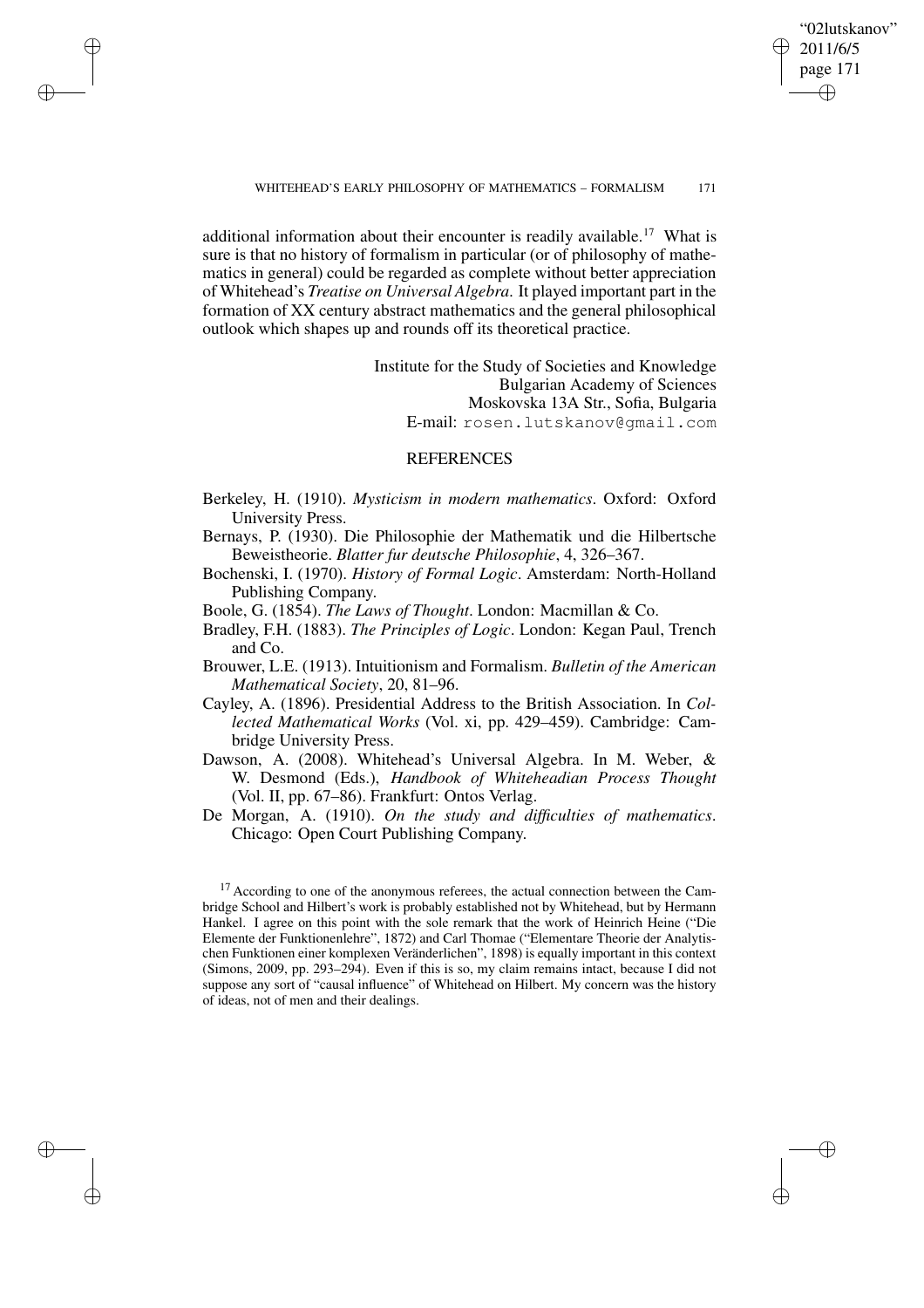additional information about their encounter is readily available.[17] What is sure is that no history of formalism in particular (or of philosophy of mathematics in general) could be regarded as complete without better appreciation of Whitehead's *Treatise on Universal Algebra*. It played important part in the formation of XX century abstract mathematics and the general philosophical outlook which shapes up and rounds off its theoretical practice.

Institute for the Study of Societies and Knowledge
Bulgarian Academy of Sciences
Moskovska 13A Str., Sofia, Bulgaria
E-mail: rosen.lutskanov@gmail.com

## REFERENCES

Berkeley, H. (1910). *Mysticism in modern mathematics*. Oxford: Oxford University Press.

Bernays, P. (1930). Die Philosophie der Mathematik und die Hilbertsche Beweistheorie. *Blatter fur deutsche Philosophie*, 4, 326–367.

Bochenski, I. (1970). *History of Formal Logic*. Amsterdam: North-Holland Publishing Company.

Boole, G. (1854). *The Laws of Thought*. London: Macmillan & Co.

Bradley, F.H. (1883). *The Principles of Logic*. London: Kegan Paul, Trench and Co.

Brouwer, L.E. (1913). Intuitionism and Formalism. *Bulletin of the American Mathematical Society*, 20, 81–96.

Cayley, A. (1896). Presidential Address to the British Association. In *Collected Mathematical Works* (Vol. xi, pp. 429–459). Cambridge: Cambridge University Press.

Dawson, A. (2008). Whitehead's Universal Algebra. In M. Weber, & W. Desmond (Eds.), *Handbook of Whiteheadian Process Thought* (Vol. II, pp. 67–86). Frankfurt: Ontos Verlag.

De Morgan, A. (1910). *On the study and difficulties of mathematics*. Chicago: Open Court Publishing Company.

[17] According to one of the anonymous referees, the actual connection between the Cambridge School and Hilbert's work is probably established not by Whitehead, but by Hermann Hankel. I agree on this point with the sole remark that the work of Heinrich Heine ("Die Elemente der Funktionenlehre", 1872) and Carl Thomae ("Elementare Theorie der Analytischen Funktionen einer komplexen Veränderlichen", 1898) is equally important in this context (Simons, 2009, pp. 293–294). Even if this is so, my claim remains intact, because I did not suppose any sort of "causal influence" of Whitehead on Hilbert. My concern was the history of ideas, not of men and their dealings.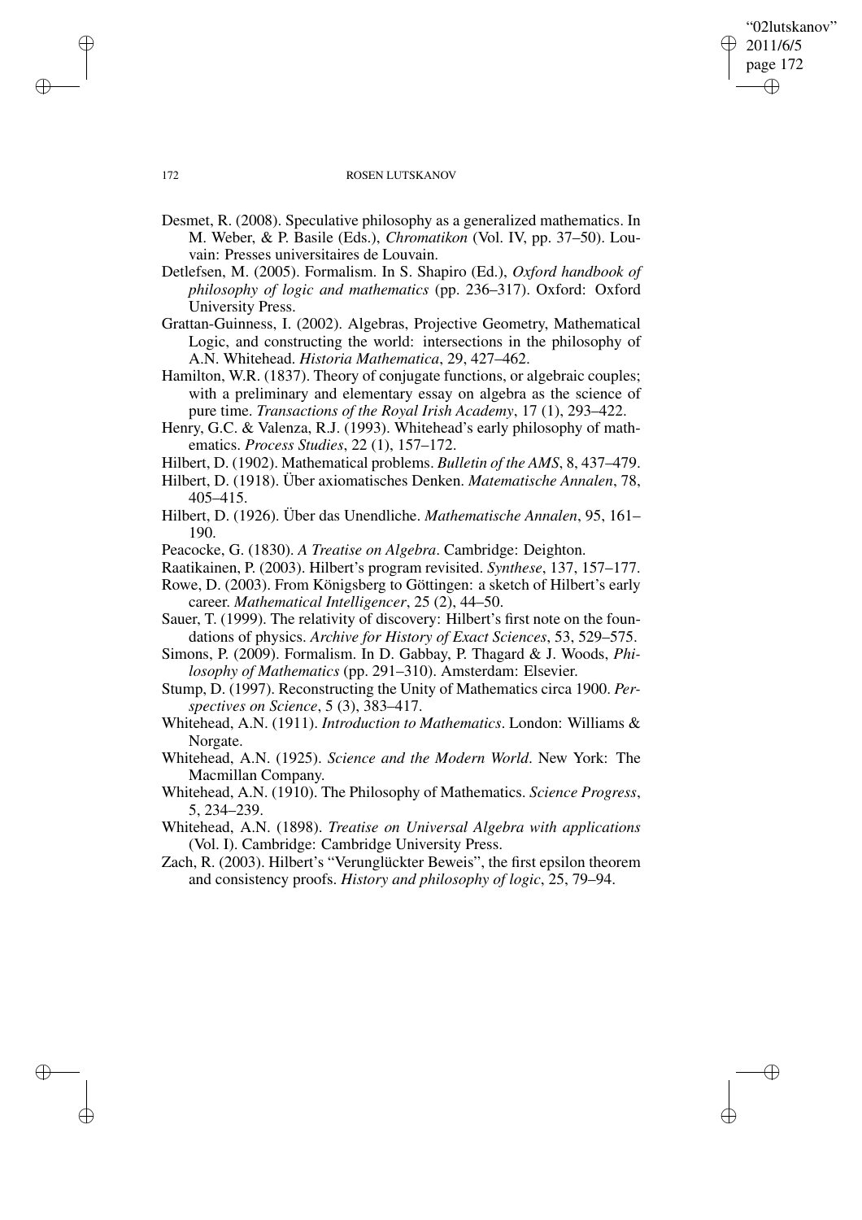Desmet, R. (2008). Speculative philosophy as a generalized mathematics. In M. Weber, & P. Basile (Eds.), *Chromatikon* (Vol. IV, pp. 37–50). Louvain: Presses universitaires de Louvain.

Detlefsen, M. (2005). Formalism. In S. Shapiro (Ed.), *Oxford handbook of philosophy of logic and mathematics* (pp. 236–317). Oxford: Oxford University Press.

Grattan-Guinness, I. (2002). Algebras, Projective Geometry, Mathematical Logic, and constructing the world: intersections in the philosophy of A.N. Whitehead. *Historia Mathematica*, 29, 427–462.

Hamilton, W.R. (1837). Theory of conjugate functions, or algebraic couples; with a preliminary and elementary essay on algebra as the science of pure time. *Transactions of the Royal Irish Academy*, 17 (1), 293–422.

Henry, G.C. & Valenza, R.J. (1993). Whitehead's early philosophy of mathematics. *Process Studies*, 22 (1), 157–172.

Hilbert, D. (1902). Mathematical problems. *Bulletin of the AMS*, 8, 437–479.

Hilbert, D. (1918). Über axiomatisches Denken. *Matematische Annalen*, 78, 405–415.

Hilbert, D. (1926). Über das Unendliche. *Mathematische Annalen*, 95, 161–190.

Peacocke, G. (1830). *A Treatise on Algebra*. Cambridge: Deighton.

Raatikainen, P. (2003). Hilbert's program revisited. *Synthese*, 137, 157–177.

Rowe, D. (2003). From Königsberg to Göttingen: a sketch of Hilbert's early career. *Mathematical Intelligencer*, 25 (2), 44–50.

Sauer, T. (1999). The relativity of discovery: Hilbert's first note on the foundations of physics. *Archive for History of Exact Sciences*, 53, 529–575.

Simons, P. (2009). Formalism. In D. Gabbay, P. Thagard & J. Woods, *Philosophy of Mathematics* (pp. 291–310). Amsterdam: Elsevier.

Stump, D. (1997). Reconstructing the Unity of Mathematics circa 1900. *Perspectives on Science*, 5 (3), 383–417.

Whitehead, A.N. (1911). *Introduction to Mathematics*. London: Williams & Norgate.

Whitehead, A.N. (1925). *Science and the Modern World*. New York: The Macmillan Company.

Whitehead, A.N. (1910). The Philosophy of Mathematics. *Science Progress*, 5, 234–239.

Whitehead, A.N. (1898). *Treatise on Universal Algebra with applications* (Vol. I). Cambridge: Cambridge University Press.

Zach, R. (2003). Hilbert's "Verunglückter Beweis", the first epsilon theorem and consistency proofs. *History and philosophy of logic*, 25, 79–94.